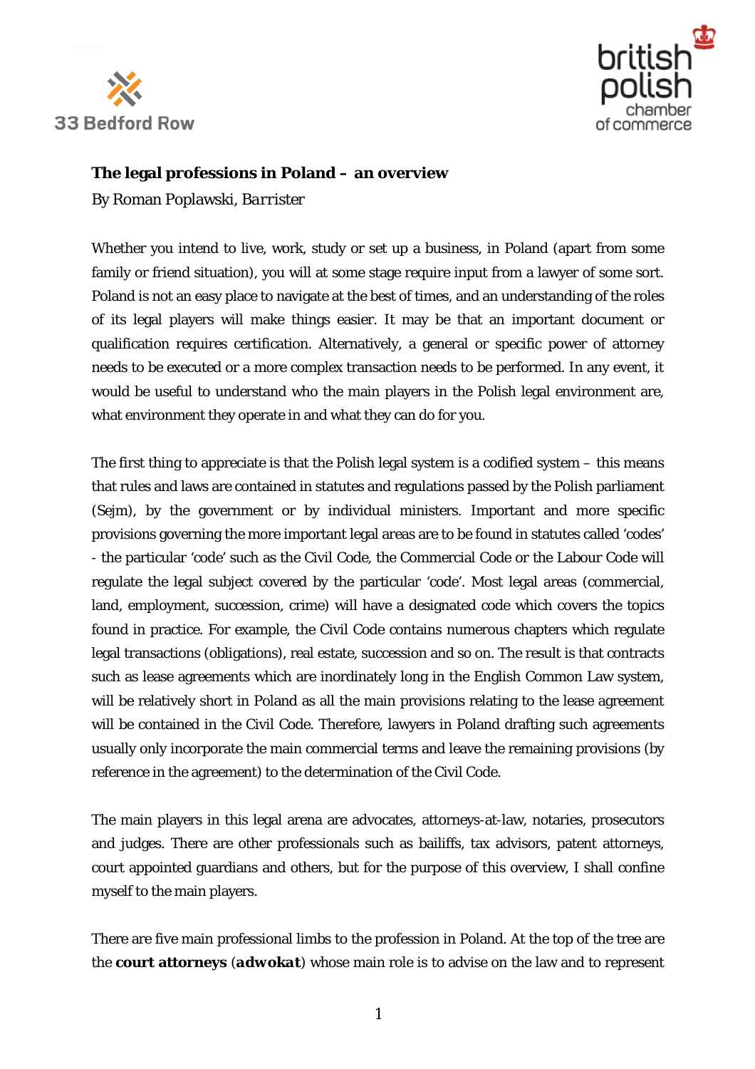**The legal professions in Poland – an overview**

By Roman Poplawski, *Barrister*

Whether you intend to live, work, study or set up a business, in Poland (apart from some family or friend situation), you will at some stage require input from a lawyer of some sort. Poland is not an easy place to navigate at the best of times, and an understanding of the roles of its legal players will make things easier. It may be that an important document or qualification requires certification. Alternatively, a general or specific power of attorney needs to be executed or a more complex transaction needs to be performed. In any event, it would be useful to understand who the main players in the Polish legal environment are, what environment they operate in and what they can do for you.

The first thing to appreciate is that the Polish legal system is a codified system – this means that rules and laws are contained in statutes and regulations passed by the Polish parliament (Sejm), by the government or by individual ministers. Important and more specific provisions governing the more important legal areas are to be found in statutes called 'codes' - the particular 'code' such as the Civil Code, the Commercial Code or the Labour Code will regulate the legal subject covered by the particular 'code'. Most legal areas (commercial, land, employment, succession, crime) will have a designated code which covers the topics found in practice. For example, the Civil Code contains numerous chapters which regulate legal transactions (obligations), real estate, succession and so on. The result is that contracts such as lease agreements which are inordinately long in the English Common Law system, will be relatively short in Poland as all the main provisions relating to the lease agreement will be contained in the Civil Code. Therefore, lawyers in Poland drafting such agreements usually only incorporate the main commercial terms and leave the remaining provisions (by reference in the agreement) to the determination of the Civil Code.

The main players in this legal arena are advocates, attorneys-at-law, notaries, prosecutors and judges. There are other professionals such as bailiffs, tax advisors, patent attorneys, court appointed guardians and others, but for the purpose of this overview, I shall confine myself to the main players.

There are five main professional limbs to the profession in Poland. At the top of the tree are the **court attorneys** (***adwokat***) whose main role is to advise on the law and to represent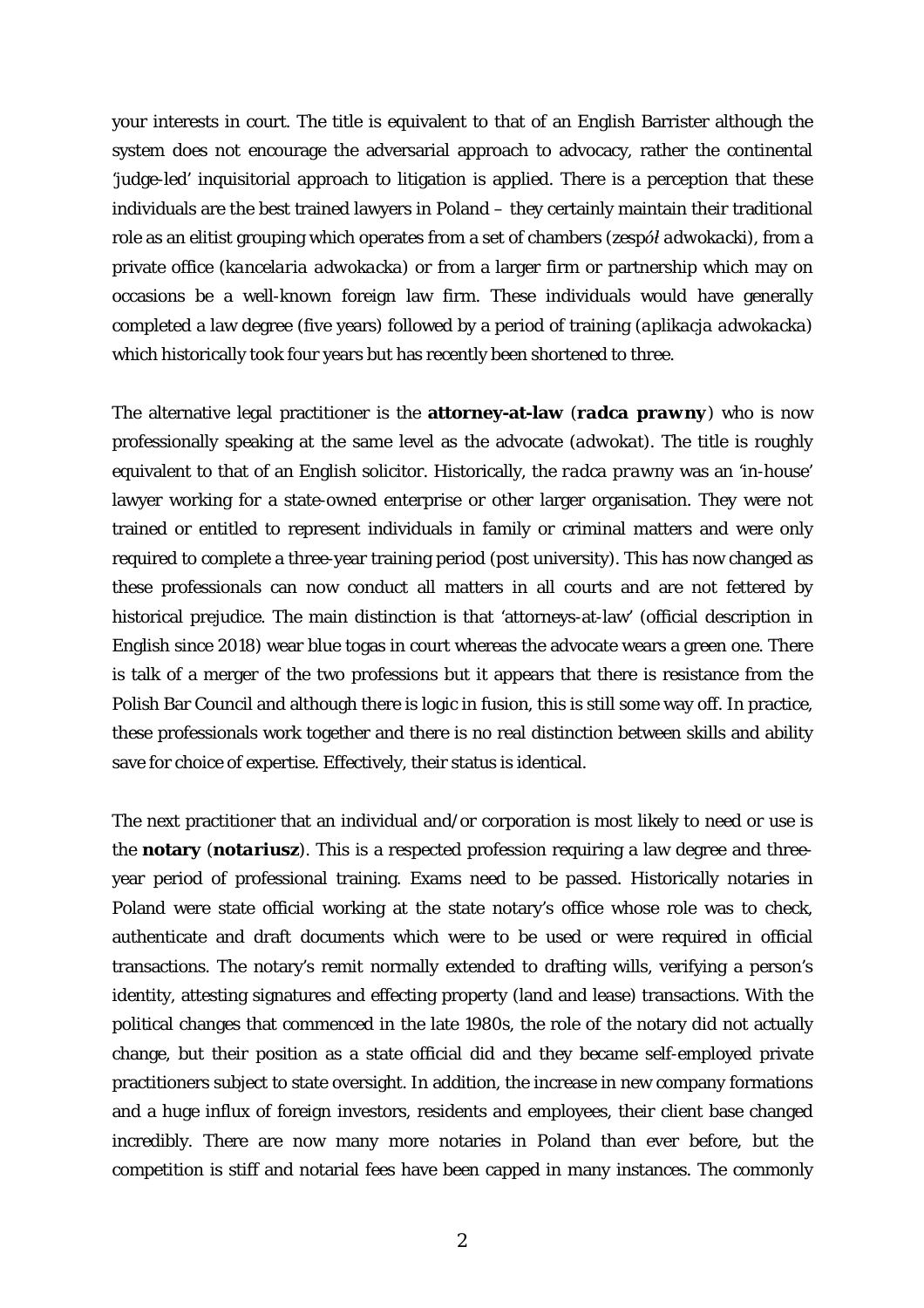your interests in court. The title is equivalent to that of an English Barrister although the system does not encourage the adversarial approach to advocacy, rather the continental 'judge-led' inquisitorial approach to litigation is applied. There is a perception that these individuals are the best trained lawyers in Poland – they certainly maintain their traditional role as an elitist grouping which operates from a set of chambers (*zespół adwokacki*), from a private office (*kancelaria adwokacka*) or from a larger firm or partnership which may on occasions be a well-known foreign law firm. These individuals would have generally completed a law degree (five years) followed by a period of training (*aplikacja adwokacka*) which historically took four years but has recently been shortened to three.

The alternative legal practitioner is the **attorney-at-law** (***radca prawny***) who is now professionally speaking at the same level as the advocate (*adwokat*). The title is roughly equivalent to that of an English solicitor. Historically, the *radca prawny* was an 'in-house' lawyer working for a state-owned enterprise or other larger organisation. They were not trained or entitled to represent individuals in family or criminal matters and were only required to complete a three-year training period (post university). This has now changed as these professionals can now conduct all matters in all courts and are not fettered by historical prejudice. The main distinction is that 'attorneys-at-law' (official description in English since 2018) wear blue togas in court whereas the advocate wears a green one. There is talk of a merger of the two professions but it appears that there is resistance from the Polish Bar Council and although there is logic in fusion, this is still some way off. In practice, these professionals work together and there is no real distinction between skills and ability save for choice of expertise. Effectively, their status is identical.

The next practitioner that an individual and/or corporation is most likely to need or use is the **notary** (***notariusz***). This is a respected profession requiring a law degree and three-year period of professional training. Exams need to be passed. Historically notaries in Poland were state official working at the state notary's office whose role was to check, authenticate and draft documents which were to be used or were required in official transactions. The notary's remit normally extended to drafting wills, verifying a person's identity, attesting signatures and effecting property (land and lease) transactions. With the political changes that commenced in the late 1980s, the role of the notary did not actually change, but their position as a state official did and they became self-employed private practitioners subject to state oversight. In addition, the increase in new company formations and a huge influx of foreign investors, residents and employees, their client base changed incredibly. There are now many more notaries in Poland than ever before, but the competition is stiff and notarial fees have been capped in many instances. The commonly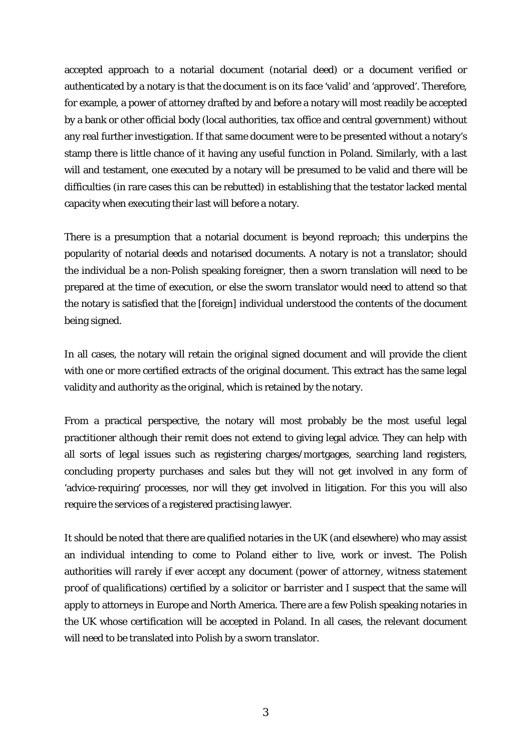accepted approach to a notarial document (notarial deed) or a document verified or authenticated by a notary is that the document is on its face 'valid' and 'approved'. Therefore, for example, a power of attorney drafted by and before a notary will most readily be accepted by a bank or other official body (local authorities, tax office and central government) without any real further investigation. If that same document were to be presented without a notary's stamp there is little chance of it having any useful function in Poland. Similarly, with a last will and testament, one executed by a notary will be presumed to be valid and there will be difficulties (in rare cases this can be rebutted) in establishing that the testator lacked mental capacity when executing their last will before a notary.

There is a presumption that a notarial document is beyond reproach; this underpins the popularity of notarial deeds and notarised documents. A notary is not a translator; should the individual be a non-Polish speaking foreigner, then a sworn translation will need to be prepared at the time of execution, or else the sworn translator would need to attend so that the notary is satisfied that the [foreign] individual understood the contents of the document being signed.

In all cases, the notary will retain the original signed document and will provide the client with one or more certified extracts of the original document. This extract has the same legal validity and authority as the original, which is retained by the notary.

From a practical perspective, the notary will most probably be the most useful legal practitioner although their remit does not extend to giving legal advice. They can help with all sorts of legal issues such as registering charges/mortgages, searching land registers, concluding property purchases and sales but they will not get involved in any form of 'advice-requiring' processes, nor will they get involved in litigation. For this you will also require the services of a registered practising lawyer.

It should be noted that there are qualified notaries in the UK (and elsewhere) who may assist an individual intending to come to Poland either to live, work or invest. The Polish authorities will *rarely if ever accept any document (power of attorney, witness statement proof of qualifications) certified by a solicitor or barrister* and I suspect that the same will apply to attorneys in Europe and North America. There are a few Polish speaking notaries in the UK whose certification will be accepted in Poland. In all cases, the relevant document will need to be translated into Polish by a sworn translator.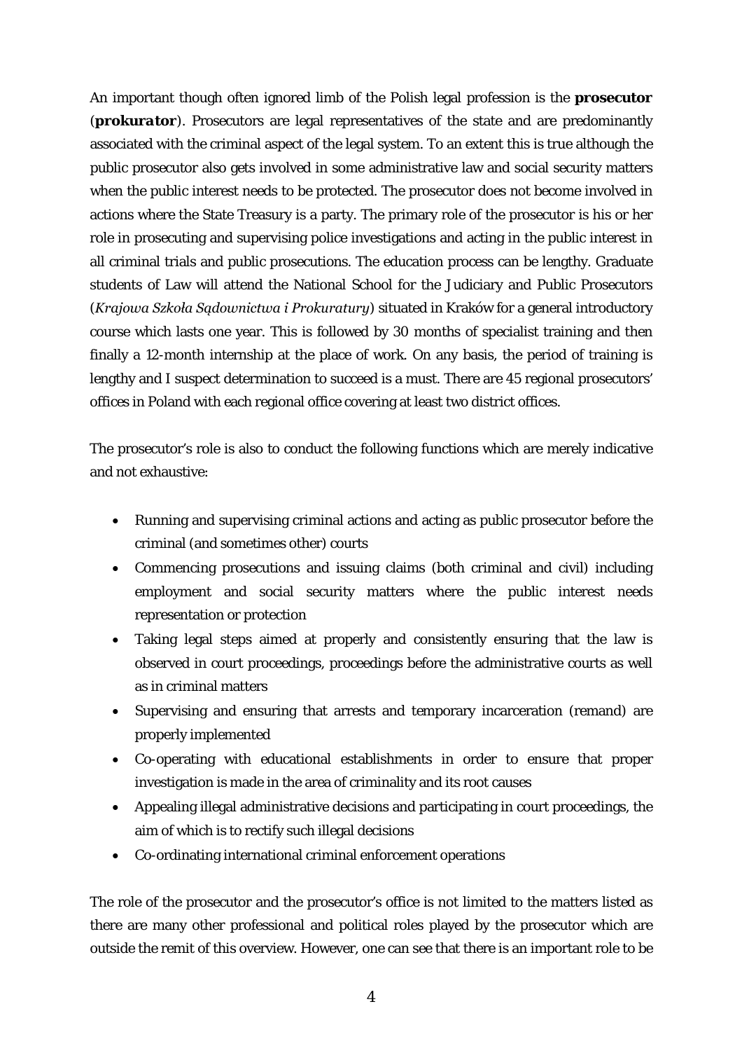An important though often ignored limb of the Polish legal profession is the ***prosecutor*** (***prokurator***). Prosecutors are legal representatives of the state and are predominantly associated with the criminal aspect of the legal system. To an extent this is true although the public prosecutor also gets involved in some administrative law and social security matters when the public interest needs to be protected. The prosecutor does not become involved in actions where the State Treasury is a party. The primary role of the prosecutor is his or her role in prosecuting and supervising police investigations and acting in the public interest in all criminal trials and public prosecutions. The education process can be lengthy. Graduate students of Law will attend the National School for the Judiciary and Public Prosecutors (*Krajowa Szkoła Sądownictwa i Prokuratury*) situated in Kraków for a general introductory course which lasts one year. This is followed by 30 months of specialist training and then finally a 12-month internship at the place of work. On any basis, the period of training is lengthy and I suspect determination to succeed is a must. There are 45 regional prosecutors' offices in Poland with each regional office covering at least two district offices.

The prosecutor's role is also to conduct the following functions which are merely indicative and not exhaustive:

- Running and supervising criminal actions and acting as public prosecutor before the criminal (and sometimes other) courts
- Commencing prosecutions and issuing claims (both criminal and civil) including employment and social security matters where the public interest needs representation or protection
- Taking legal steps aimed at properly and consistently ensuring that the law is observed in court proceedings, proceedings before the administrative courts as well as in criminal matters
- Supervising and ensuring that arrests and temporary incarceration (remand) are properly implemented
- Co-operating with educational establishments in order to ensure that proper investigation is made in the area of criminality and its root causes
- Appealing illegal administrative decisions and participating in court proceedings, the aim of which is to rectify such illegal decisions
- Co-ordinating international criminal enforcement operations

The role of the prosecutor and the prosecutor's office is not limited to the matters listed as there are many other professional and political roles played by the prosecutor which are outside the remit of this overview. However, one can see that there is an important role to be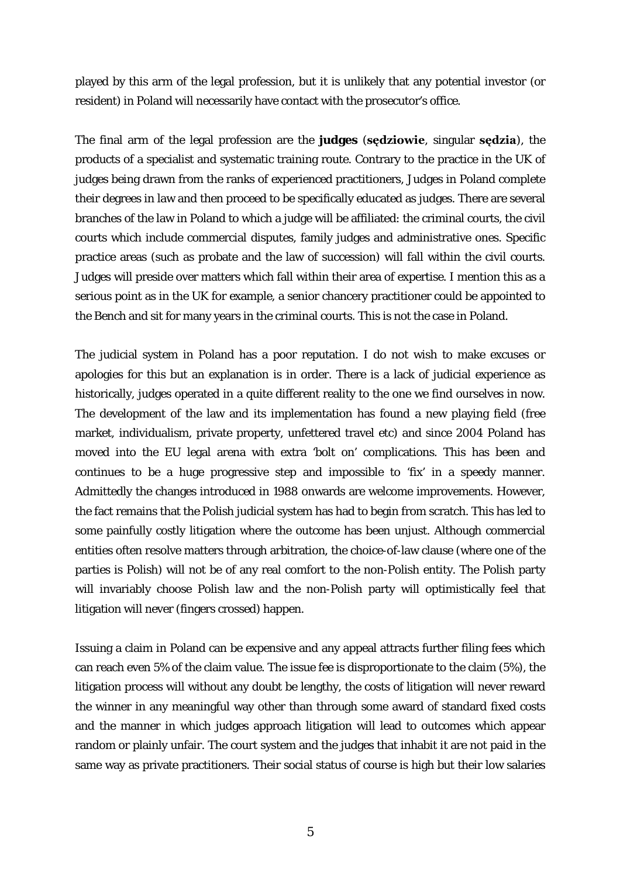played by this arm of the legal profession, but it is unlikely that any potential investor (or resident) in Poland will necessarily have contact with the prosecutor's office.

The final arm of the legal profession are the **judges** (**sędziowie**, singular **sędzia**), the products of a specialist and systematic training route. Contrary to the practice in the UK of judges being drawn from the ranks of experienced practitioners, Judges in Poland complete their degrees in law and then proceed to be specifically educated as judges. There are several branches of the law in Poland to which a judge will be affiliated: the criminal courts, the civil courts which include commercial disputes, family judges and administrative ones. Specific practice areas (such as probate and the law of succession) will fall within the civil courts. Judges will preside over matters which fall within their area of expertise. I mention this as a serious point as in the UK for example, a senior chancery practitioner could be appointed to the Bench and sit for many years in the criminal courts. This is not the case in Poland.

The judicial system in Poland has a poor reputation. I do not wish to make excuses or apologies for this but an explanation is in order. There is a lack of judicial experience as historically, judges operated in a quite different reality to the one we find ourselves in now. The development of the law and its implementation has found a new playing field (free market, individualism, private property, unfettered travel etc) and since 2004 Poland has moved into the EU legal arena with extra 'bolt on' complications. This has been and continues to be a huge progressive step and impossible to 'fix' in a speedy manner. Admittedly the changes introduced in 1988 onwards are welcome improvements. However, the fact remains that the Polish judicial system has had to begin from scratch. This has led to some painfully costly litigation where the outcome has been unjust. Although commercial entities often resolve matters through arbitration, the choice-of-law clause (where one of the parties is Polish) will not be of any real comfort to the non-Polish entity. The Polish party will invariably choose Polish law and the non-Polish party will optimistically feel that litigation will never (fingers crossed) happen.

Issuing a claim in Poland can be expensive and any appeal attracts further filing fees which can reach even 5% of the claim value. The issue fee is disproportionate to the claim (5%), the litigation process will without any doubt be lengthy, the costs of litigation will never reward the winner in any meaningful way other than through some award of standard fixed costs and the manner in which judges approach litigation will lead to outcomes which appear random or plainly unfair. The court system and the judges that inhabit it are not paid in the same way as private practitioners. Their social status of course is high but their low salaries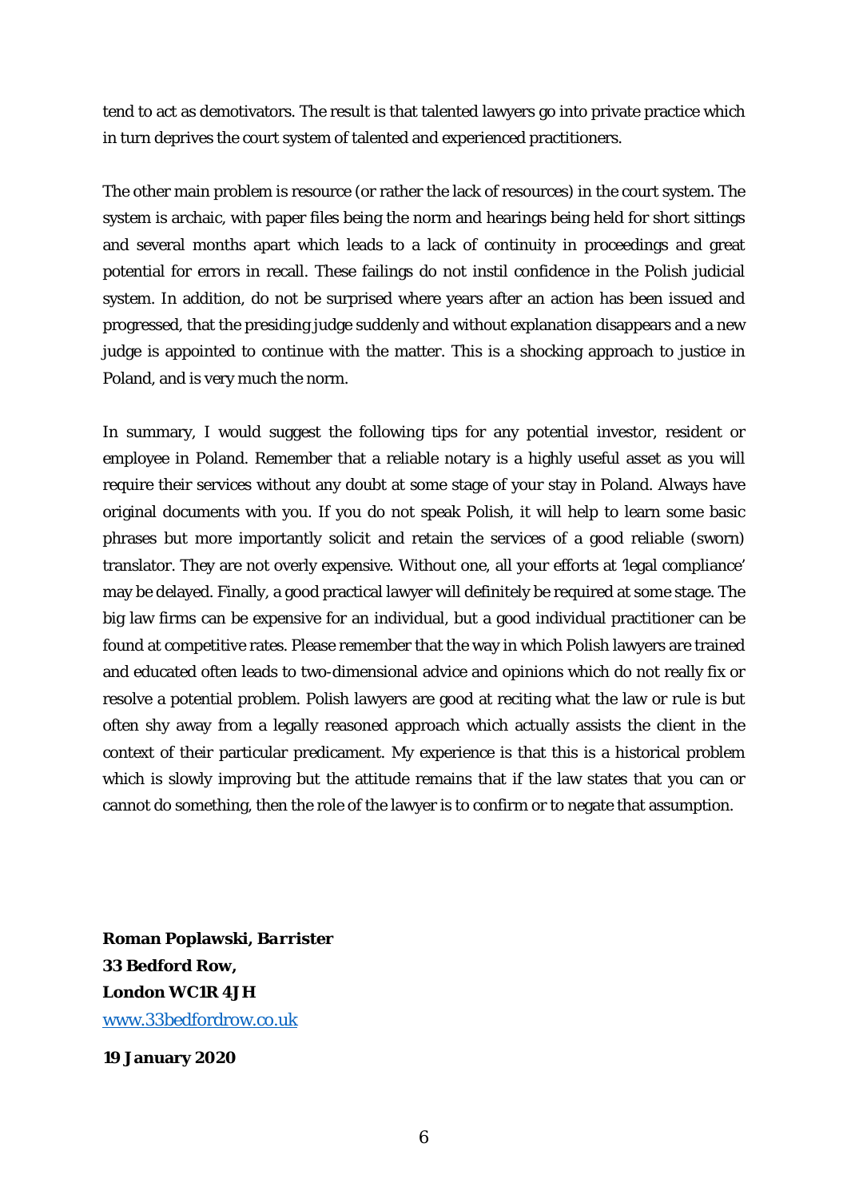tend to act as demotivators. The result is that talented lawyers go into private practice which in turn deprives the court system of talented and experienced practitioners.

The other main problem is resource (or rather the lack of resources) in the court system. The system is archaic, with paper files being the norm and hearings being held for short sittings and several months apart which leads to a lack of continuity in proceedings and great potential for errors in recall. These failings do not instil confidence in the Polish judicial system. In addition, do not be surprised where years after an action has been issued and progressed, that the presiding judge suddenly and without explanation disappears and a new judge is appointed to continue with the matter. This is a shocking approach to justice in Poland, and is very much the norm.

In summary, I would suggest the following tips for any potential investor, resident or employee in Poland. Remember that a reliable notary is a highly useful asset as you will require their services without any doubt at some stage of your stay in Poland. Always have original documents with you. If you do not speak Polish, it will help to learn some basic phrases but more importantly solicit and retain the services of a good reliable (sworn) translator. They are not overly expensive. Without one, all your efforts at 'legal compliance' may be delayed. Finally, a good practical lawyer will definitely be required at some stage. The big law firms can be expensive for an individual, but a good individual practitioner can be found at competitive rates. Please remember that the way in which Polish lawyers are trained and educated often leads to two-dimensional advice and opinions which do not really fix or resolve a potential problem. Polish lawyers are good at reciting what the law or rule is but often shy away from a legally reasoned approach which actually assists the client in the context of their particular predicament. My experience is that this is a historical problem which is slowly improving but the attitude remains that if the law states that you can or cannot do something, then the role of the lawyer is to confirm or to negate that assumption.

**Roman Poplawski, *Barrister***
**33 Bedford Row,**
**London WC1R 4JH**
[www.33bedfordrow.co.uk](http://www.33bedfordrow.co.uk)

**19 January 2020**